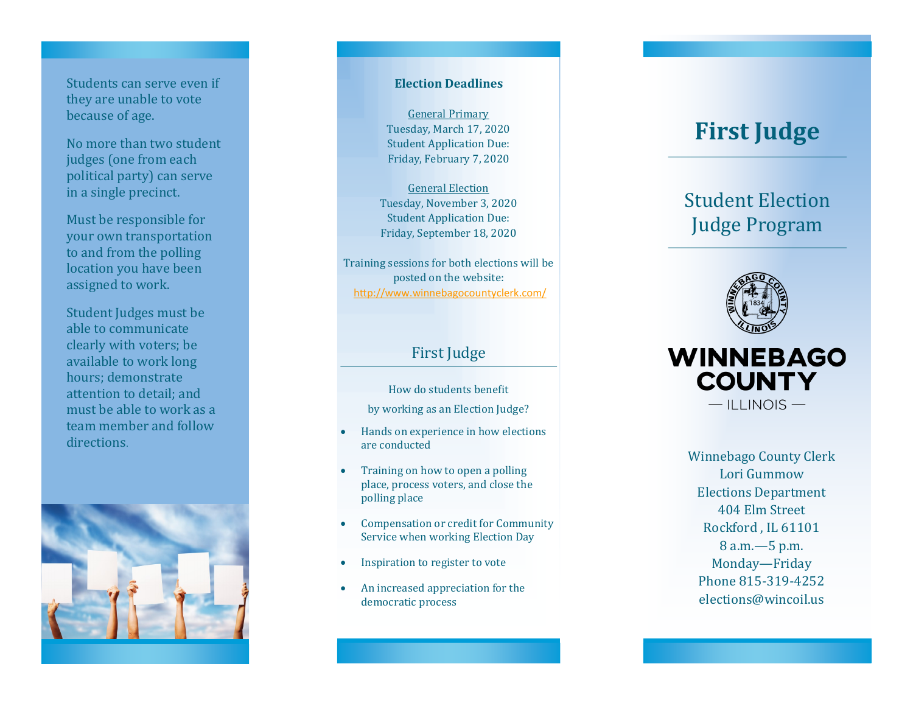Students can serve even if they are unable to vote because of age.

No more than two student judges (one from each political party) can serve in a single precinct.

Must be responsible for your own transportation to and from the polling location you have been assigned to work.

Student Judges must be able to communicate clearly with voters; be available to work long hours; demonstrate attention to detail; and must be able to work as a team member and follow directions.

**Election Deadlines**

General Primary
Tuesday, March 17, 2020
Student Application Due:
Friday, February 7, 2020

General Election
Tuesday, November 3, 2020
Student Application Due:
Friday, September 18, 2020

Training sessions for both elections will be posted on the website:
http://www.winnebagocountyclerk.com/

## First Judge

How do students benefit by working as an Election Judge?

- Hands on experience in how elections are conducted
- Training on how to open a polling place, process voters, and close the polling place
- Compensation or credit for Community Service when working Election Day
- Inspiration to register to vote
- An increased appreciation for the democratic process

# First Judge

## Student Election Judge Program

WINNEBAGO COUNTY
— ILLINOIS —

Winnebago County Clerk
Lori Gummow
Elections Department
404 Elm Street
Rockford , IL 61101
8 a.m.—5 p.m.
Monday—Friday
Phone 815-319-4252
elections@wincoil.us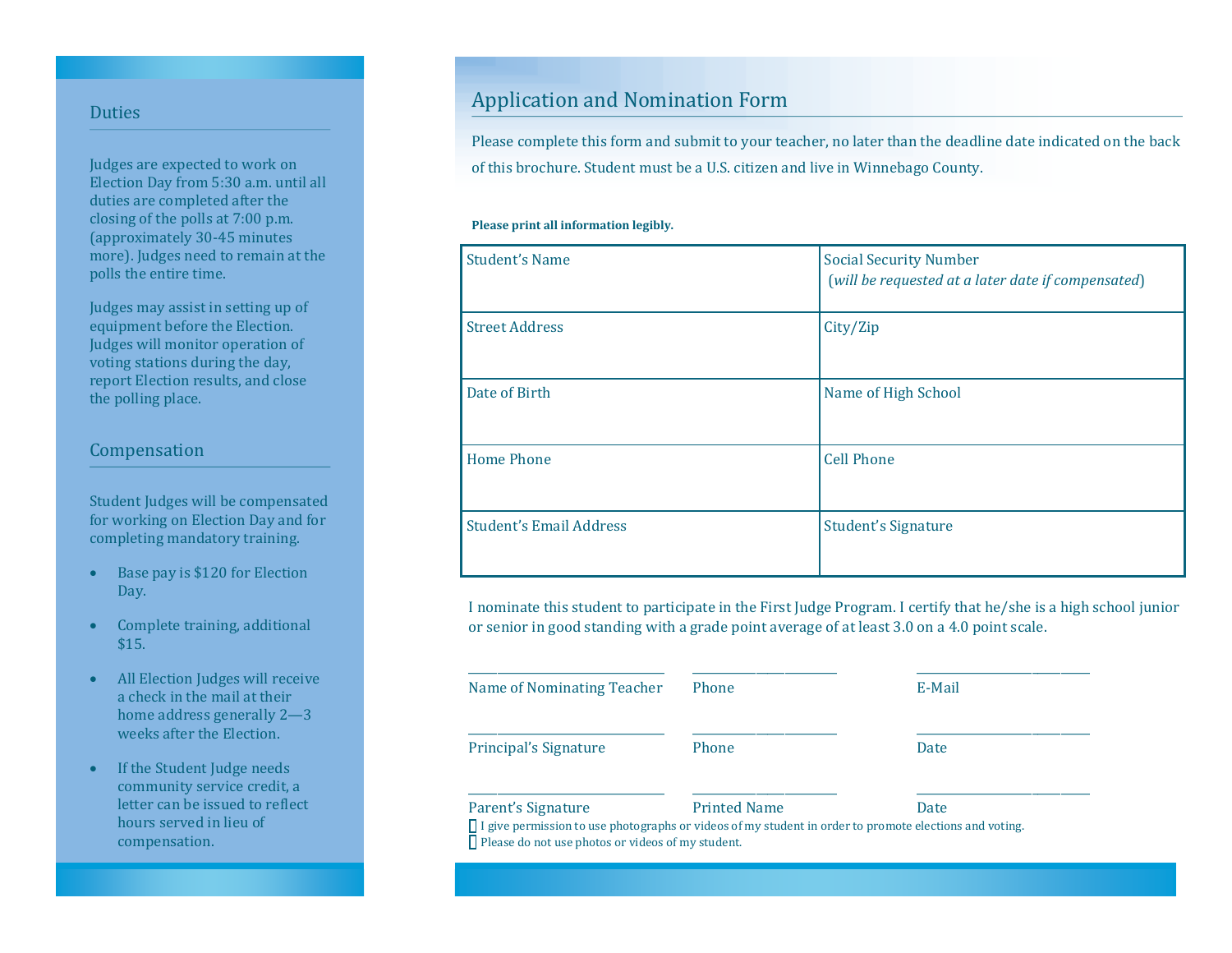## Duties

Judges are expected to work on Election Day from 5:30 a.m. until all duties are completed after the closing of the polls at 7:00 p.m. (approximately 30-45 minutes more). Judges need to remain at the polls the entire time.

Judges may assist in setting up of equipment before the Election. Judges will monitor operation of voting stations during the day, report Election results, and close the polling place.

## Compensation

Student Judges will be compensated for working on Election Day and for completing mandatory training.

- Base pay is $120 for Election Day.
- Complete training, additional $15.
- All Election Judges will receive a check in the mail at their home address generally 2—3 weeks after the Election.
- If the Student Judge needs community service credit, a letter can be issued to reflect hours served in lieu of compensation.

## Application and Nomination Form

Please complete this form and submit to your teacher, no later than the deadline date indicated on the back of this brochure. Student must be a U.S. citizen and live in Winnebago County.

**Please print all information legibly.**

| | |
|---|---|
| Student's Name | Social Security Number (*will be requested at a later date if compensated*) |
| Street Address | City/Zip |
| Date of Birth | Name of High School |
| Home Phone | Cell Phone |
| Student's Email Address | Student's Signature |

I nominate this student to participate in the First Judge Program. I certify that he/she is a high school junior or senior in good standing with a grade point average of at least 3.0 on a 4.0 point scale.

| | | |
|---|---|---|
| ______________________ | ________________ | ____________________ |
| Name of Nominating Teacher | Phone | E-Mail |
| ______________________ | ________________ | ____________________ |
| Principal's Signature | Phone | Date |
| ______________________ | ________________ | ____________________ |
| Parent's Signature | Printed Name | Date |

☐ I give permission to use photographs or videos of my student in order to promote elections and voting.
☐ Please do not use photos or videos of my student.